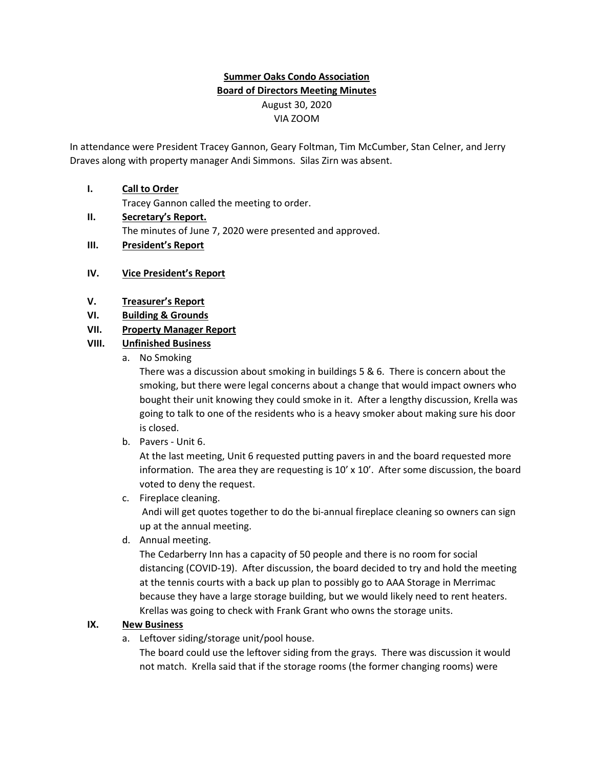**Summer Oaks Condo Association**

**Board of Directors Meeting Minutes**

August 30, 2020

VIA ZOOM

In attendance were President Tracey Gannon, Geary Foltman, Tim McCumber, Stan Celner, and Jerry Draves along with property manager Andi Simmons. Silas Zirn was absent.

I. **Call to Order**

   Tracey Gannon called the meeting to order.

II. **Secretary's Report.**

   The minutes of June 7, 2020 were presented and approved.

III. **President's Report**

IV. **Vice President's Report**

V. **Treasurer's Report**

VI. **Building & Grounds**

VII. **Property Manager Report**

VIII. **Unfinished Business**

   a. No Smoking

      There was a discussion about smoking in buildings 5 & 6. There is concern about the smoking, but there were legal concerns about a change that would impact owners who bought their unit knowing they could smoke in it. After a lengthy discussion, Krella was going to talk to one of the residents who is a heavy smoker about making sure his door is closed.

   b. Pavers - Unit 6.

      At the last meeting, Unit 6 requested putting pavers in and the board requested more information. The area they are requesting is 10' x 10'. After some discussion, the board voted to deny the request.

   c. Fireplace cleaning.

      Andi will get quotes together to do the bi-annual fireplace cleaning so owners can sign up at the annual meeting.

   d. Annual meeting.

      The Cedarberry Inn has a capacity of 50 people and there is no room for social distancing (COVID-19). After discussion, the board decided to try and hold the meeting at the tennis courts with a back up plan to possibly go to AAA Storage in Merrimac because they have a large storage building, but we would likely need to rent heaters. Krellas was going to check with Frank Grant who owns the storage units.

IX. **New Business**

   a. Leftover siding/storage unit/pool house.

      The board could use the leftover siding from the grays. There was discussion it would not match. Krella said that if the storage rooms (the former changing rooms) were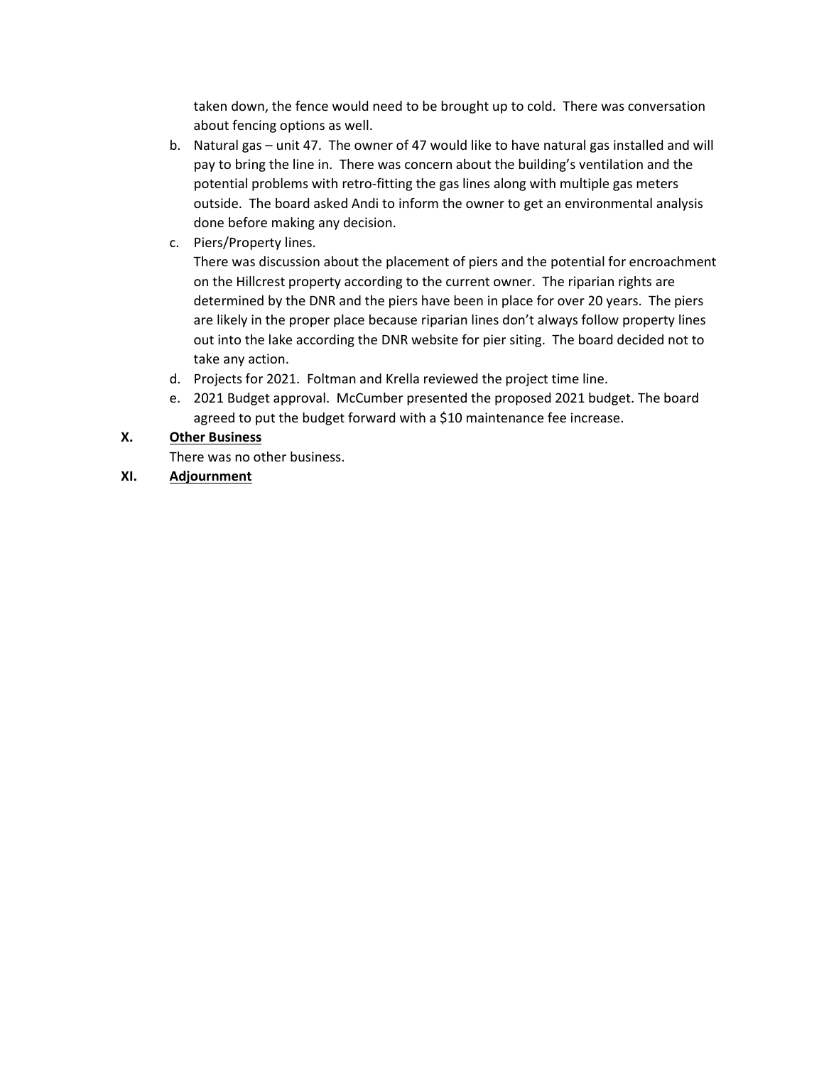taken down, the fence would need to be brought up to cold. There was conversation about fencing options as well.

b. Natural gas – unit 47. The owner of 47 would like to have natural gas installed and will pay to bring the line in. There was concern about the building's ventilation and the potential problems with retro-fitting the gas lines along with multiple gas meters outside. The board asked Andi to inform the owner to get an environmental analysis done before making any decision.

c. Piers/Property lines.
   There was discussion about the placement of piers and the potential for encroachment on the Hillcrest property according to the current owner. The riparian rights are determined by the DNR and the piers have been in place for over 20 years. The piers are likely in the proper place because riparian lines don't always follow property lines out into the lake according the DNR website for pier siting. The board decided not to take any action.

d. Projects for 2021. Foltman and Krella reviewed the project time line.

e. 2021 Budget approval. McCumber presented the proposed 2021 budget. The board agreed to put the budget forward with a $10 maintenance fee increase.

**X. Other Business**

There was no other business.

**XI. Adjournment**